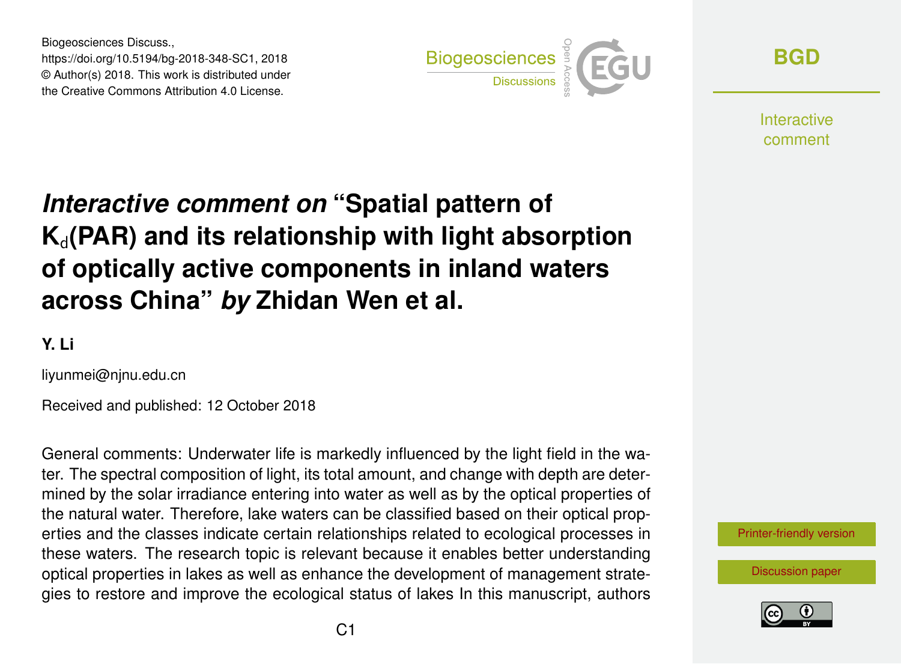Biogeosciences Discuss.,
https://doi.org/10.5194/bg-2018-348-SC1, 2018
© Author(s) 2018. This work is distributed under
the Creative Commons Attribution 4.0 License.

# *Interactive comment on* "Spatial pattern of $K_d$(PAR) and its relationship with light absorption of optically active components in inland waters across China" *by* Zhidan Wen et al.

**Y. Li**

liyunmei@njnu.edu.cn

Received and published: 12 October 2018

General comments: Underwater life is markedly influenced by the light field in the water. The spectral composition of light, its total amount, and change with depth are determined by the solar irradiance entering into water as well as by the optical properties of the natural water. Therefore, lake waters can be classified based on their optical properties and the classes indicate certain relationships related to ecological processes in these waters. The research topic is relevant because it enables better understanding optical properties in lakes as well as enhance the development of management strategies to restore and improve the ecological status of lakes In this manuscript, authors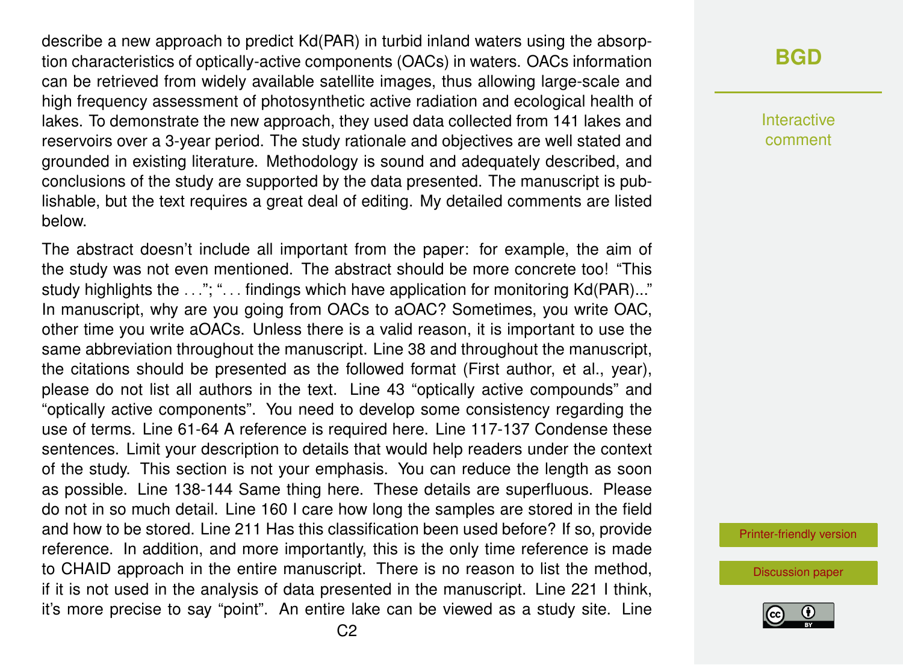describe a new approach to predict Kd(PAR) in turbid inland waters using the absorption characteristics of optically-active components (OACs) in waters. OACs information can be retrieved from widely available satellite images, thus allowing large-scale and high frequency assessment of photosynthetic active radiation and ecological health of lakes. To demonstrate the new approach, they used data collected from 141 lakes and reservoirs over a 3-year period. The study rationale and objectives are well stated and grounded in existing literature. Methodology is sound and adequately described, and conclusions of the study are supported by the data presented. The manuscript is publishable, but the text requires a great deal of editing. My detailed comments are listed below.

The abstract doesn't include all important from the paper: for example, the aim of the study was not even mentioned. The abstract should be more concrete too! "This study highlights the . . ."; ". . . findings which have application for monitoring Kd(PAR)..." In manuscript, why are you going from OACs to aOAC? Sometimes, you write OAC, other time you write aOACs. Unless there is a valid reason, it is important to use the same abbreviation throughout the manuscript. Line 38 and throughout the manuscript, the citations should be presented as the followed format (First author, et al., year), please do not list all authors in the text. Line 43 "optically active compounds" and "optically active components". You need to develop some consistency regarding the use of terms. Line 61-64 A reference is required here. Line 117-137 Condense these sentences. Limit your description to details that would help readers under the context of the study. This section is not your emphasis. You can reduce the length as soon as possible. Line 138-144 Same thing here. These details are superfluous. Please do not in so much detail. Line 160 I care how long the samples are stored in the field and how to be stored. Line 211 Has this classification been used before? If so, provide reference. In addition, and more importantly, this is the only time reference is made to CHAID approach in the entire manuscript. There is no reason to list the method, if it is not used in the analysis of data presented in the manuscript. Line 221 I think, it's more precise to say "point". An entire lake can be viewed as a study site. Line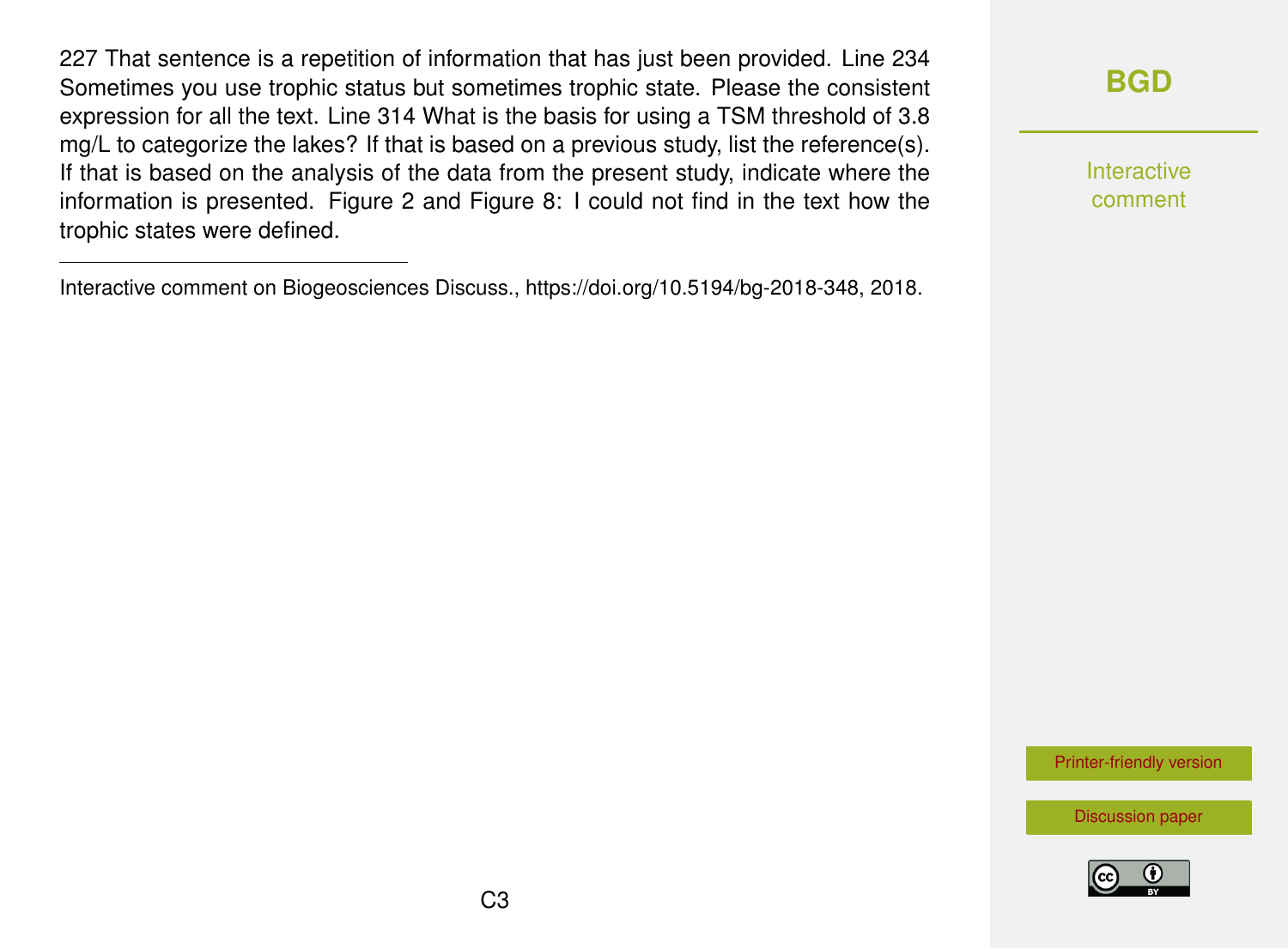227 That sentence is a repetition of information that has just been provided. Line 234 Sometimes you use trophic status but sometimes trophic state. Please the consistent expression for all the text. Line 314 What is the basis for using a TSM threshold of 3.8 mg/L to categorize the lakes? If that is based on a previous study, list the reference(s). If that is based on the analysis of the data from the present study, indicate where the information is presented. Figure 2 and Figure 8: I could not find in the text how the trophic states were defined.

---

Interactive comment on Biogeosciences Discuss., https://doi.org/10.5194/bg-2018-348, 2018.